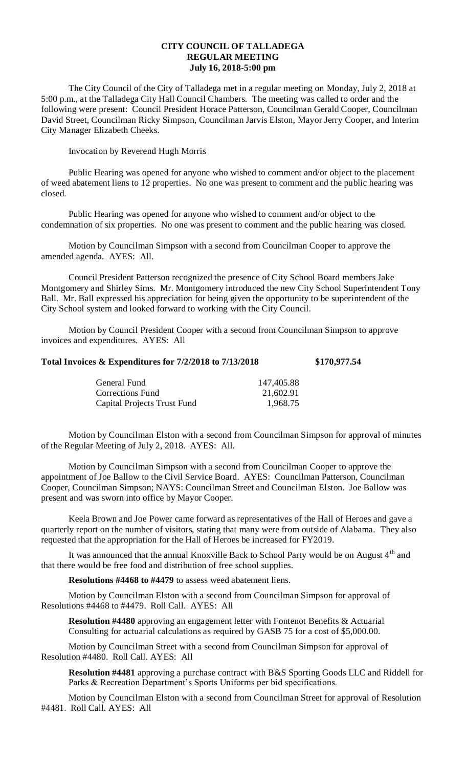**CITY COUNCIL OF TALLADEGA**
**REGULAR MEETING**
**July 16, 2018-5:00 pm**

The City Council of the City of Talladega met in a regular meeting on Monday, July 2, 2018 at 5:00 p.m., at the Talladega City Hall Council Chambers. The meeting was called to order and the following were present: Council President Horace Patterson, Councilman Gerald Cooper, Councilman David Street, Councilman Ricky Simpson, Councilman Jarvis Elston, Mayor Jerry Cooper, and Interim City Manager Elizabeth Cheeks.

Invocation by Reverend Hugh Morris

Public Hearing was opened for anyone who wished to comment and/or object to the placement of weed abatement liens to 12 properties. No one was present to comment and the public hearing was closed.

Public Hearing was opened for anyone who wished to comment and/or object to the condemnation of six properties. No one was present to comment and the public hearing was closed.

Motion by Councilman Simpson with a second from Councilman Cooper to approve the amended agenda. AYES: All.

Council President Patterson recognized the presence of City School Board members Jake Montgomery and Shirley Sims. Mr. Montgomery introduced the new City School Superintendent Tony Ball. Mr. Ball expressed his appreciation for being given the opportunity to be superintendent of the City School system and looked forward to working with the City Council.

Motion by Council President Cooper with a second from Councilman Simpson to approve invoices and expenditures. AYES: All

**Total Invoices & Expenditures for 7/2/2018 to 7/13/2018 $170,977.54**

| | |
|---|---|
| General Fund | 147,405.88 |
| Corrections Fund | 21,602.91 |
| Capital Projects Trust Fund | 1,968.75 |

Motion by Councilman Elston with a second from Councilman Simpson for approval of minutes of the Regular Meeting of July 2, 2018. AYES: All.

Motion by Councilman Simpson with a second from Councilman Cooper to approve the appointment of Joe Ballow to the Civil Service Board. AYES: Councilman Patterson, Councilman Cooper, Councilman Simpson; NAYS: Councilman Street and Councilman Elston. Joe Ballow was present and was sworn into office by Mayor Cooper.

Keela Brown and Joe Power came forward as representatives of the Hall of Heroes and gave a quarterly report on the number of visitors, stating that many were from outside of Alabama. They also requested that the appropriation for the Hall of Heroes be increased for FY2019.

It was announced that the annual Knoxville Back to School Party would be on August 4th and that there would be free food and distribution of free school supplies.

**Resolutions #4468 to #4479** to assess weed abatement liens.

Motion by Councilman Elston with a second from Councilman Simpson for approval of Resolutions #4468 to #4479. Roll Call. AYES: All

**Resolution #4480** approving an engagement letter with Fontenot Benefits & Actuarial Consulting for actuarial calculations as required by GASB 75 for a cost of $5,000.00.

Motion by Councilman Street with a second from Councilman Simpson for approval of Resolution #4480. Roll Call. AYES: All

**Resolution #4481** approving a purchase contract with B&S Sporting Goods LLC and Riddell for Parks & Recreation Department's Sports Uniforms per bid specifications.

Motion by Councilman Elston with a second from Councilman Street for approval of Resolution #4481. Roll Call. AYES: All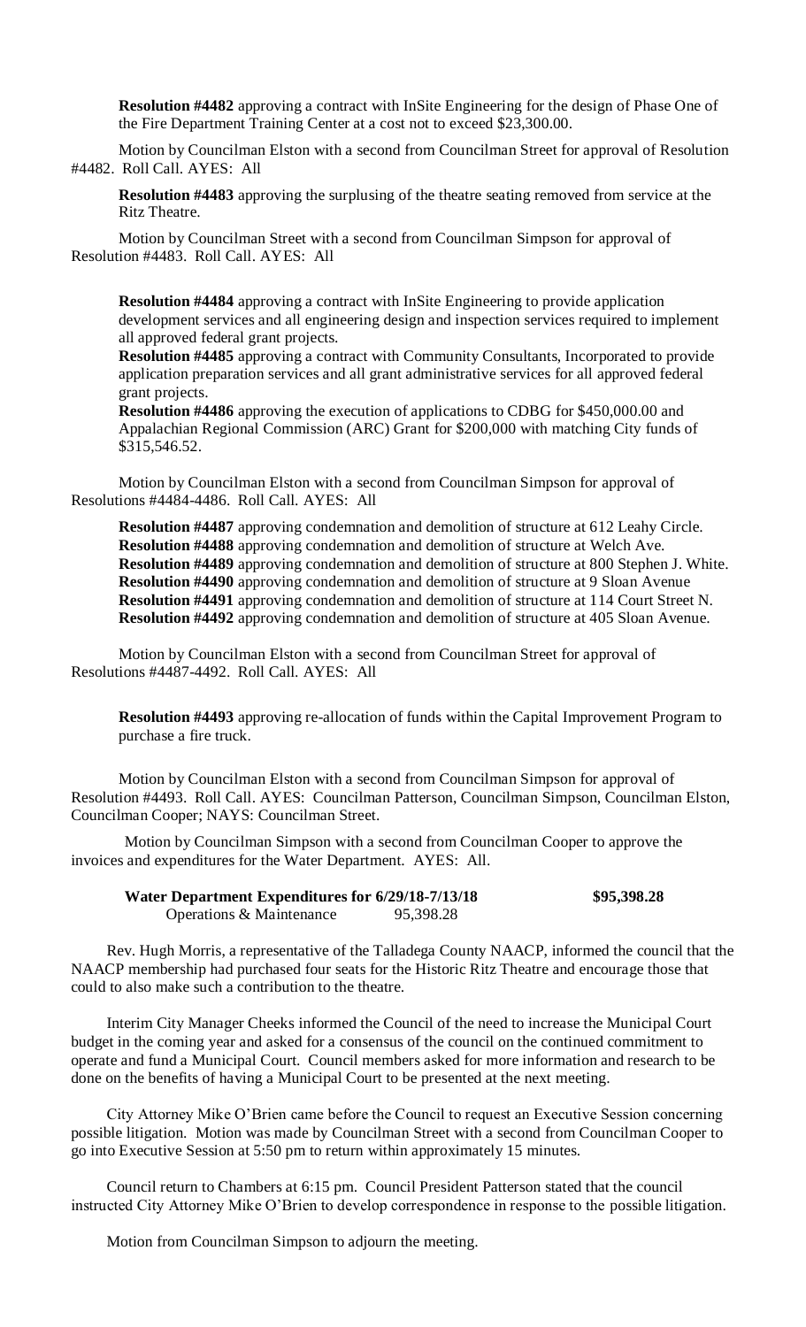**Resolution #4482** approving a contract with InSite Engineering for the design of Phase One of the Fire Department Training Center at a cost not to exceed $23,300.00.

Motion by Councilman Elston with a second from Councilman Street for approval of Resolution #4482. Roll Call. AYES: All

**Resolution #4483** approving the surplusing of the theatre seating removed from service at the Ritz Theatre.

Motion by Councilman Street with a second from Councilman Simpson for approval of Resolution #4483. Roll Call. AYES: All

**Resolution #4484** approving a contract with InSite Engineering to provide application development services and all engineering design and inspection services required to implement all approved federal grant projects.

**Resolution #4485** approving a contract with Community Consultants, Incorporated to provide application preparation services and all grant administrative services for all approved federal grant projects.

**Resolution #4486** approving the execution of applications to CDBG for $450,000.00 and Appalachian Regional Commission (ARC) Grant for $200,000 with matching City funds of $315,546.52.

Motion by Councilman Elston with a second from Councilman Simpson for approval of Resolutions #4484-4486. Roll Call. AYES: All

**Resolution #4487** approving condemnation and demolition of structure at 612 Leahy Circle.
**Resolution #4488** approving condemnation and demolition of structure at Welch Ave.
**Resolution #4489** approving condemnation and demolition of structure at 800 Stephen J. White.
**Resolution #4490** approving condemnation and demolition of structure at 9 Sloan Avenue
**Resolution #4491** approving condemnation and demolition of structure at 114 Court Street N.
**Resolution #4492** approving condemnation and demolition of structure at 405 Sloan Avenue.

Motion by Councilman Elston with a second from Councilman Street for approval of Resolutions #4487-4492. Roll Call. AYES: All

**Resolution #4493** approving re-allocation of funds within the Capital Improvement Program to purchase a fire truck.

Motion by Councilman Elston with a second from Councilman Simpson for approval of Resolution #4493. Roll Call. AYES: Councilman Patterson, Councilman Simpson, Councilman Elston, Councilman Cooper; NAYS: Councilman Street.

Motion by Councilman Simpson with a second from Councilman Cooper to approve the invoices and expenditures for the Water Department. AYES: All.

| **Water Department Expenditures for 6/29/18-7/13/18** | | **$95,398.28** |
|---|---|---|
| Operations & Maintenance | 95,398.28 | |

Rev. Hugh Morris, a representative of the Talladega County NAACP, informed the council that the NAACP membership had purchased four seats for the Historic Ritz Theatre and encourage those that could to also make such a contribution to the theatre.

Interim City Manager Cheeks informed the Council of the need to increase the Municipal Court budget in the coming year and asked for a consensus of the council on the continued commitment to operate and fund a Municipal Court. Council members asked for more information and research to be done on the benefits of having a Municipal Court to be presented at the next meeting.

City Attorney Mike O'Brien came before the Council to request an Executive Session concerning possible litigation. Motion was made by Councilman Street with a second from Councilman Cooper to go into Executive Session at 5:50 pm to return within approximately 15 minutes.

Council return to Chambers at 6:15 pm. Council President Patterson stated that the council instructed City Attorney Mike O'Brien to develop correspondence in response to the possible litigation.

Motion from Councilman Simpson to adjourn the meeting.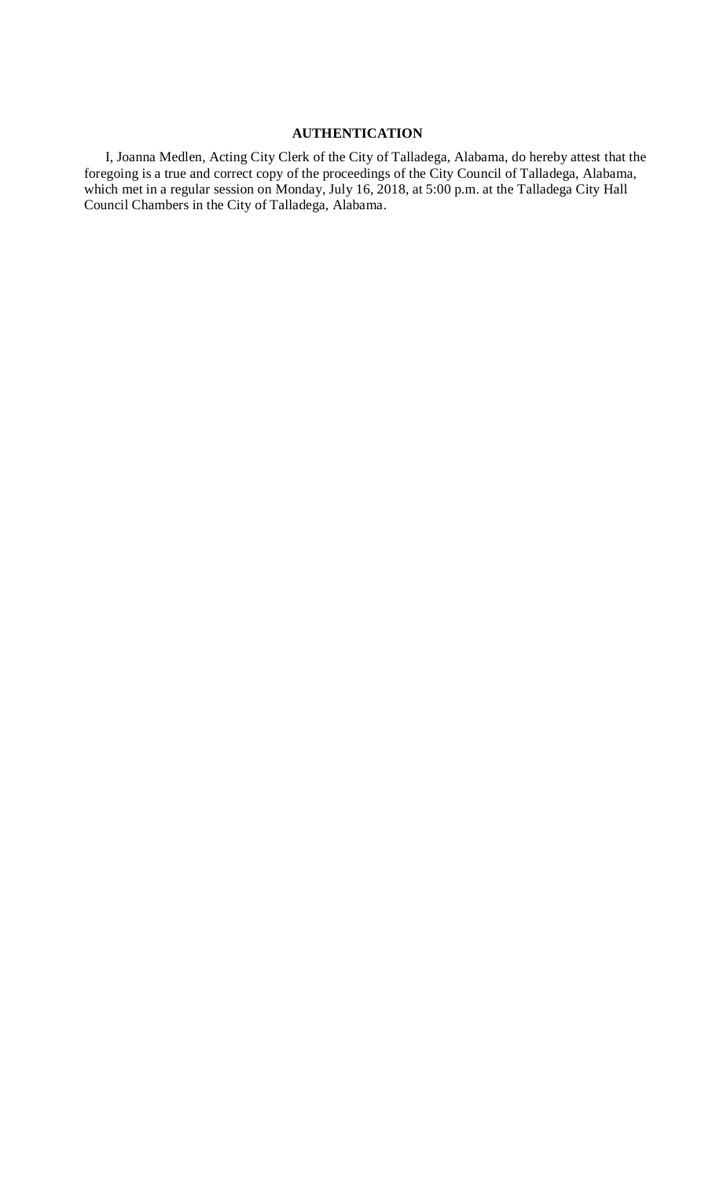**AUTHENTICATION**

I, Joanna Medlen, Acting City Clerk of the City of Talladega, Alabama, do hereby attest that the foregoing is a true and correct copy of the proceedings of the City Council of Talladega, Alabama, which met in a regular session on Monday, July 16, 2018, at 5:00 p.m. at the Talladega City Hall Council Chambers in the City of Talladega, Alabama.